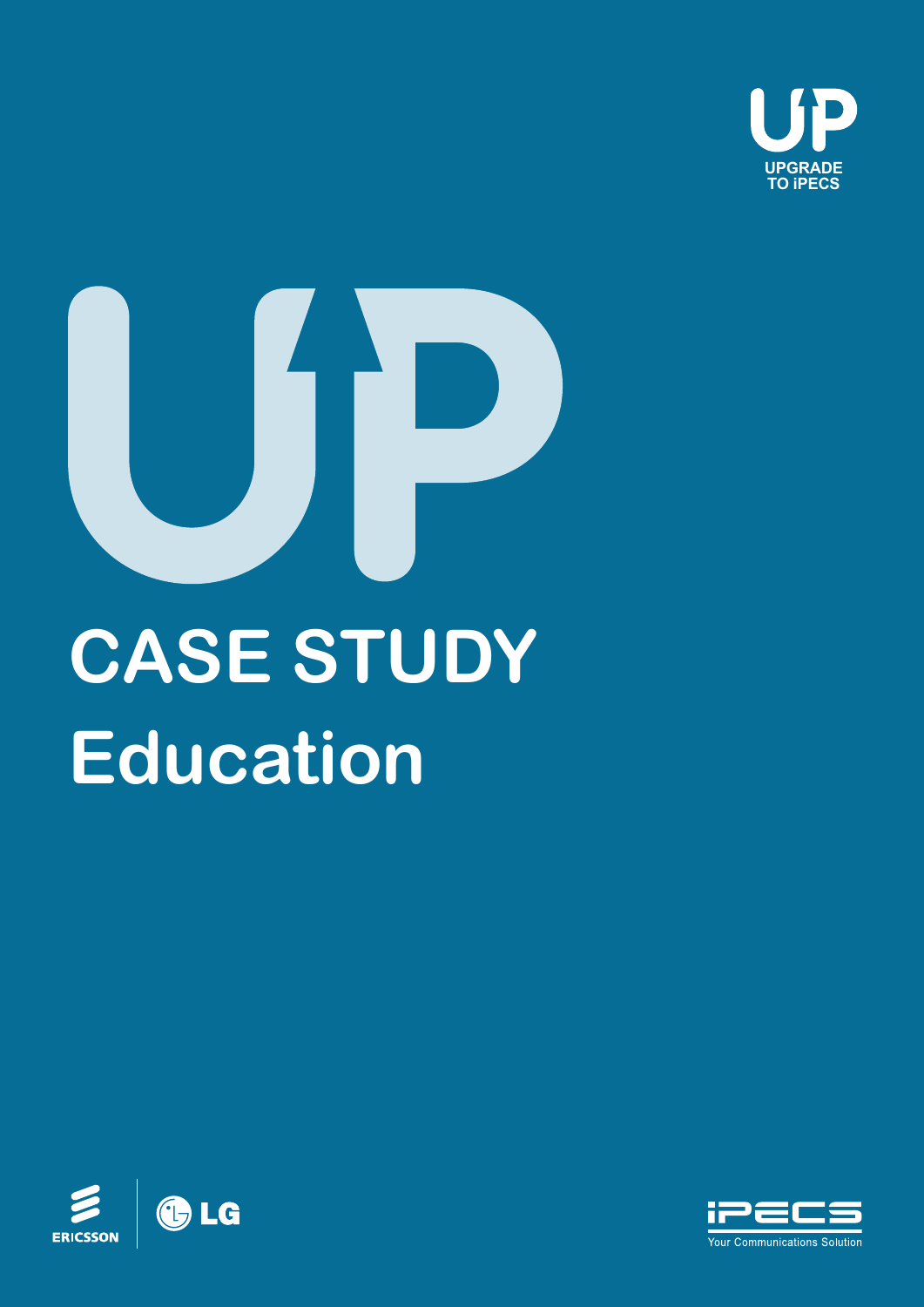UPGRADE TO iPECS

# CASE STUDY

## Education

ERICSSON | LG

iPECS Your Communications Solution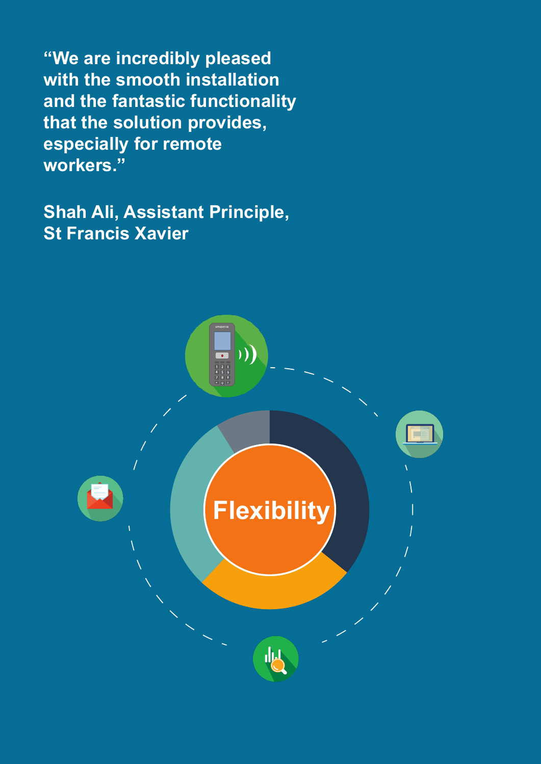**"We are incredibly pleased with the smooth installation and the fantastic functionality that the solution provides, especially for remote workers."**

**Shah Ali, Assistant Principle, St Francis Xavier**

**Flexibility**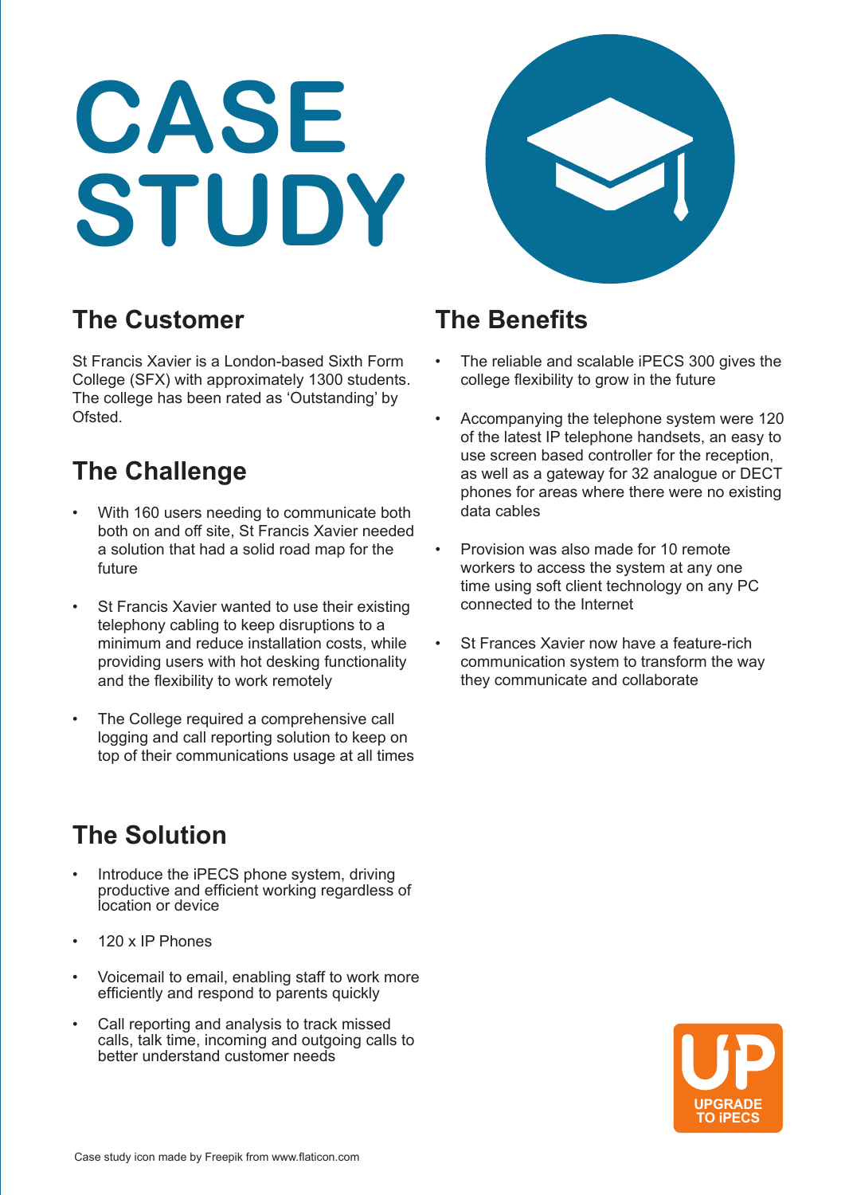# CASE STUDY

## The Customer

St Francis Xavier is a London-based Sixth Form College (SFX) with approximately 1300 students. The college has been rated as 'Outstanding' by Ofsted.

## The Challenge

- With 160 users needing to communicate both both on and off site, St Francis Xavier needed a solution that had a solid road map for the future
- St Francis Xavier wanted to use their existing telephony cabling to keep disruptions to a minimum and reduce installation costs, while providing users with hot desking functionality and the flexibility to work remotely
- The College required a comprehensive call logging and call reporting solution to keep on top of their communications usage at all times

## The Solution

- Introduce the iPECS phone system, driving productive and efficient working regardless of location or device
- 120 x IP Phones
- Voicemail to email, enabling staff to work more efficiently and respond to parents quickly
- Call reporting and analysis to track missed calls, talk time, incoming and outgoing calls to better understand customer needs

## The Benefits

- The reliable and scalable iPECS 300 gives the college flexibility to grow in the future
- Accompanying the telephone system were 120 of the latest IP telephone handsets, an easy to use screen based controller for the reception, as well as a gateway for 32 analogue or DECT phones for areas where there were no existing data cables
- Provision was also made for 10 remote workers to access the system at any one time using soft client technology on any PC connected to the Internet
- St Frances Xavier now have a feature-rich communication system to transform the way they communicate and collaborate

UP
UPGRADE TO iPECS

Case study icon made by Freepik from www.flaticon.com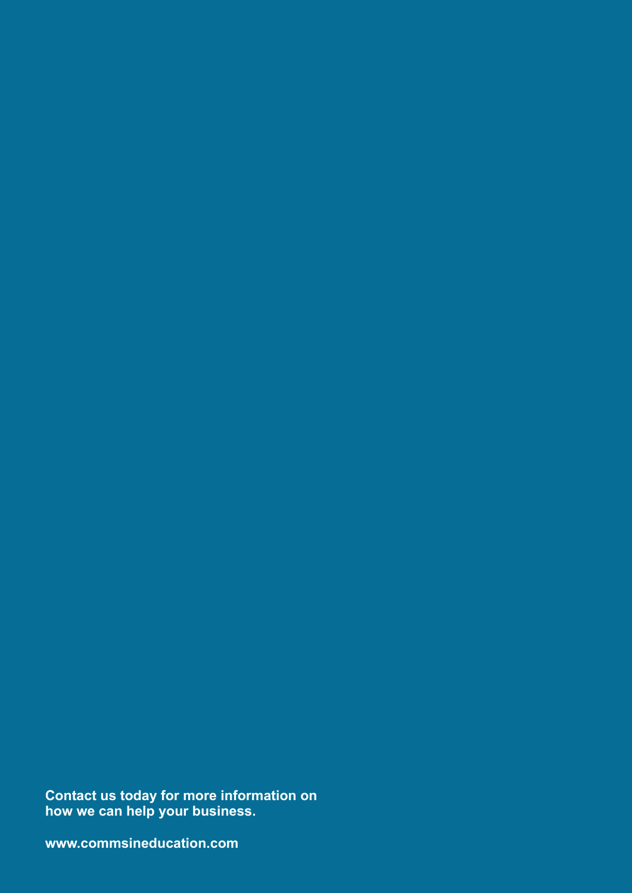**Contact us today for more information on how we can help your business.**

**www.commsineducation.com**